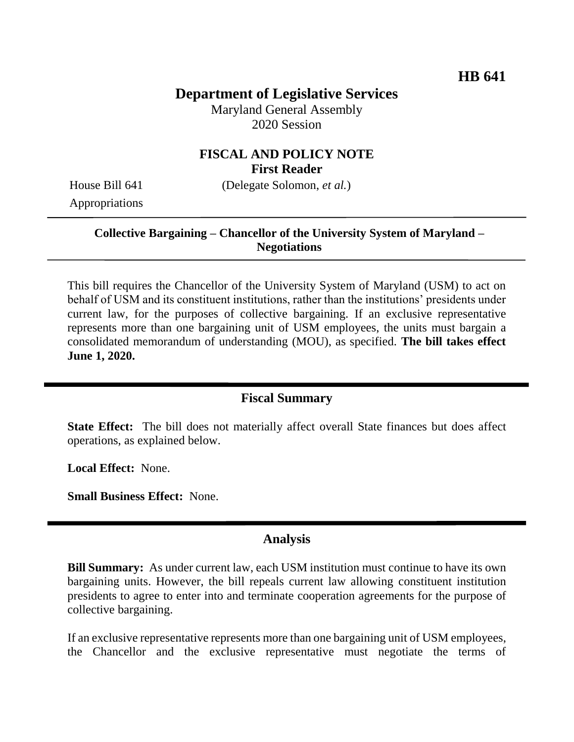**HB 641**

# Department of Legislative Services

Maryland General Assembly
2020 Session

## FISCAL AND POLICY NOTE
**First Reader**

House Bill 641 (Delegate Solomon, *et al.*)
Appropriations

---

**Collective Bargaining – Chancellor of the University System of Maryland – Negotiations**

---

This bill requires the Chancellor of the University System of Maryland (USM) to act on behalf of USM and its constituent institutions, rather than the institutions' presidents under current law, for the purposes of collective bargaining. If an exclusive representative represents more than one bargaining unit of USM employees, the units must bargain a consolidated memorandum of understanding (MOU), as specified. **The bill takes effect June 1, 2020.**

## Fiscal Summary

**State Effect:** The bill does not materially affect overall State finances but does affect operations, as explained below.

**Local Effect:** None.

**Small Business Effect:** None.

## Analysis

**Bill Summary:** As under current law, each USM institution must continue to have its own bargaining units. However, the bill repeals current law allowing constituent institution presidents to agree to enter into and terminate cooperation agreements for the purpose of collective bargaining.

If an exclusive representative represents more than one bargaining unit of USM employees, the Chancellor and the exclusive representative must negotiate the terms of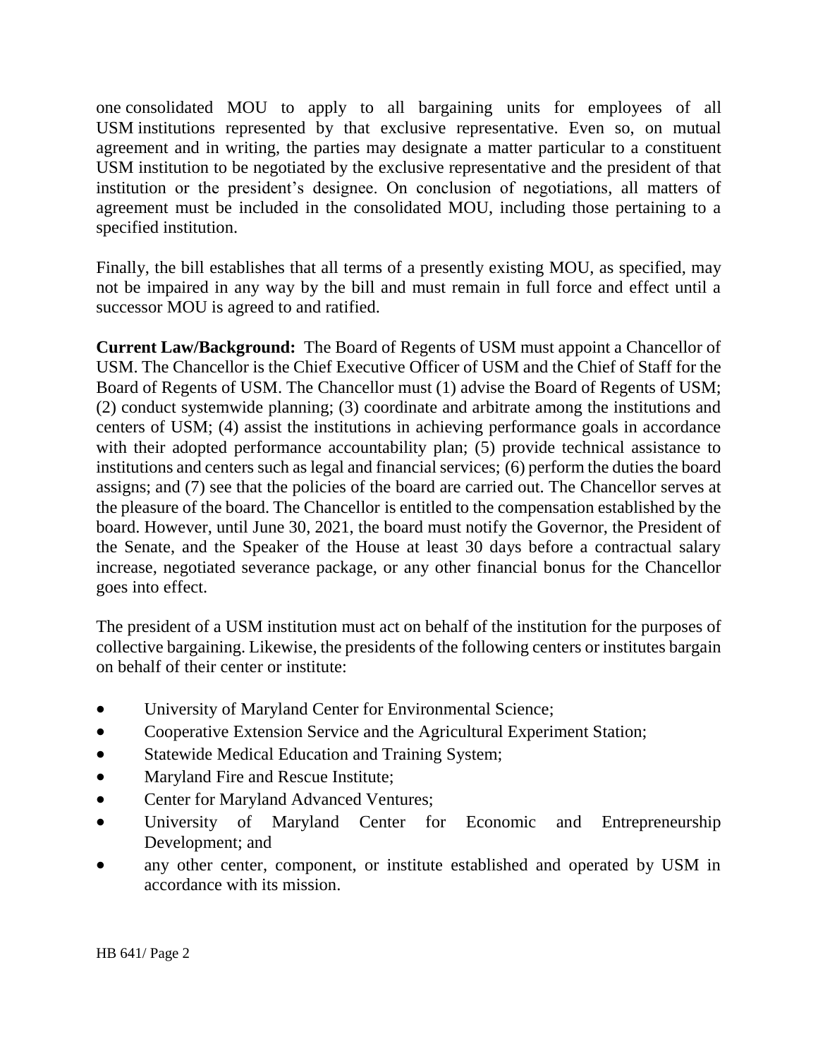one consolidated MOU to apply to all bargaining units for employees of all USM institutions represented by that exclusive representative. Even so, on mutual agreement and in writing, the parties may designate a matter particular to a constituent USM institution to be negotiated by the exclusive representative and the president of that institution or the president's designee. On conclusion of negotiations, all matters of agreement must be included in the consolidated MOU, including those pertaining to a specified institution.

Finally, the bill establishes that all terms of a presently existing MOU, as specified, may not be impaired in any way by the bill and must remain in full force and effect until a successor MOU is agreed to and ratified.

**Current Law/Background:** The Board of Regents of USM must appoint a Chancellor of USM. The Chancellor is the Chief Executive Officer of USM and the Chief of Staff for the Board of Regents of USM. The Chancellor must (1) advise the Board of Regents of USM; (2) conduct systemwide planning; (3) coordinate and arbitrate among the institutions and centers of USM; (4) assist the institutions in achieving performance goals in accordance with their adopted performance accountability plan; (5) provide technical assistance to institutions and centers such as legal and financial services; (6) perform the duties the board assigns; and (7) see that the policies of the board are carried out. The Chancellor serves at the pleasure of the board. The Chancellor is entitled to the compensation established by the board. However, until June 30, 2021, the board must notify the Governor, the President of the Senate, and the Speaker of the House at least 30 days before a contractual salary increase, negotiated severance package, or any other financial bonus for the Chancellor goes into effect.

The president of a USM institution must act on behalf of the institution for the purposes of collective bargaining. Likewise, the presidents of the following centers or institutes bargain on behalf of their center or institute:

- University of Maryland Center for Environmental Science;
- Cooperative Extension Service and the Agricultural Experiment Station;
- Statewide Medical Education and Training System;
- Maryland Fire and Rescue Institute;
- Center for Maryland Advanced Ventures;
- University of Maryland Center for Economic and Entrepreneurship Development; and
- any other center, component, or institute established and operated by USM in accordance with its mission.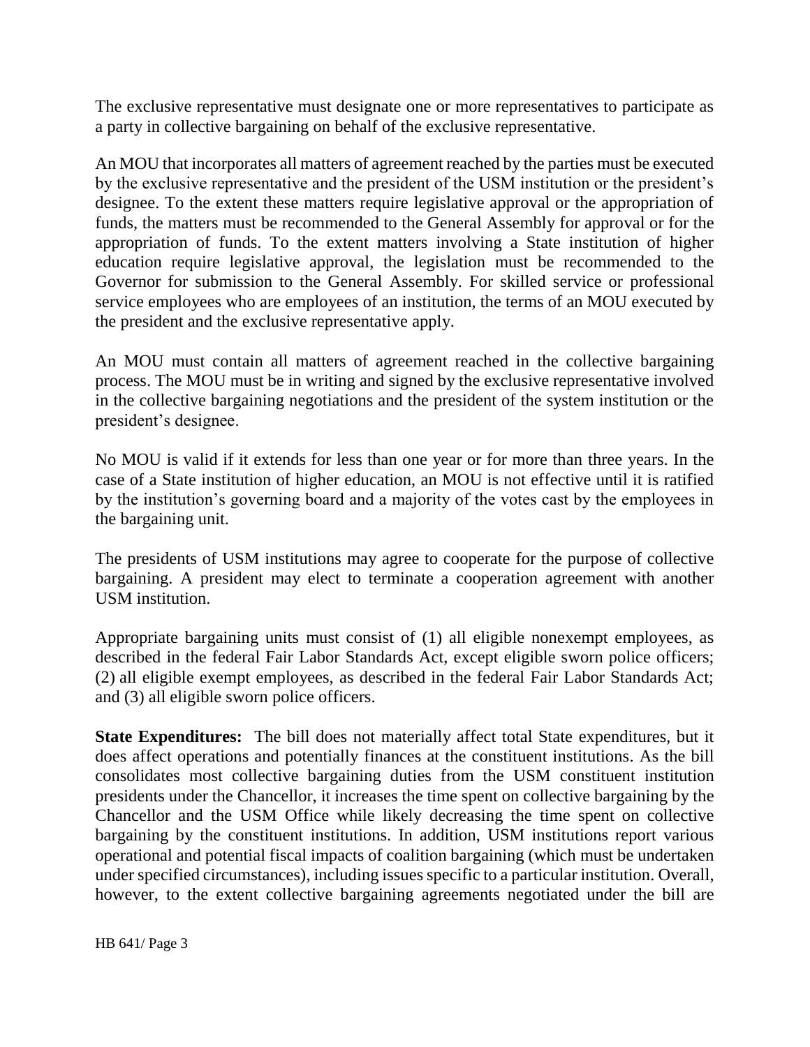The exclusive representative must designate one or more representatives to participate as a party in collective bargaining on behalf of the exclusive representative.

An MOU that incorporates all matters of agreement reached by the parties must be executed by the exclusive representative and the president of the USM institution or the president's designee. To the extent these matters require legislative approval or the appropriation of funds, the matters must be recommended to the General Assembly for approval or for the appropriation of funds. To the extent matters involving a State institution of higher education require legislative approval, the legislation must be recommended to the Governor for submission to the General Assembly. For skilled service or professional service employees who are employees of an institution, the terms of an MOU executed by the president and the exclusive representative apply.

An MOU must contain all matters of agreement reached in the collective bargaining process. The MOU must be in writing and signed by the exclusive representative involved in the collective bargaining negotiations and the president of the system institution or the president's designee.

No MOU is valid if it extends for less than one year or for more than three years. In the case of a State institution of higher education, an MOU is not effective until it is ratified by the institution's governing board and a majority of the votes cast by the employees in the bargaining unit.

The presidents of USM institutions may agree to cooperate for the purpose of collective bargaining. A president may elect to terminate a cooperation agreement with another USM institution.

Appropriate bargaining units must consist of (1) all eligible nonexempt employees, as described in the federal Fair Labor Standards Act, except eligible sworn police officers; (2) all eligible exempt employees, as described in the federal Fair Labor Standards Act; and (3) all eligible sworn police officers.

**State Expenditures:** The bill does not materially affect total State expenditures, but it does affect operations and potentially finances at the constituent institutions. As the bill consolidates most collective bargaining duties from the USM constituent institution presidents under the Chancellor, it increases the time spent on collective bargaining by the Chancellor and the USM Office while likely decreasing the time spent on collective bargaining by the constituent institutions. In addition, USM institutions report various operational and potential fiscal impacts of coalition bargaining (which must be undertaken under specified circumstances), including issues specific to a particular institution. Overall, however, to the extent collective bargaining agreements negotiated under the bill are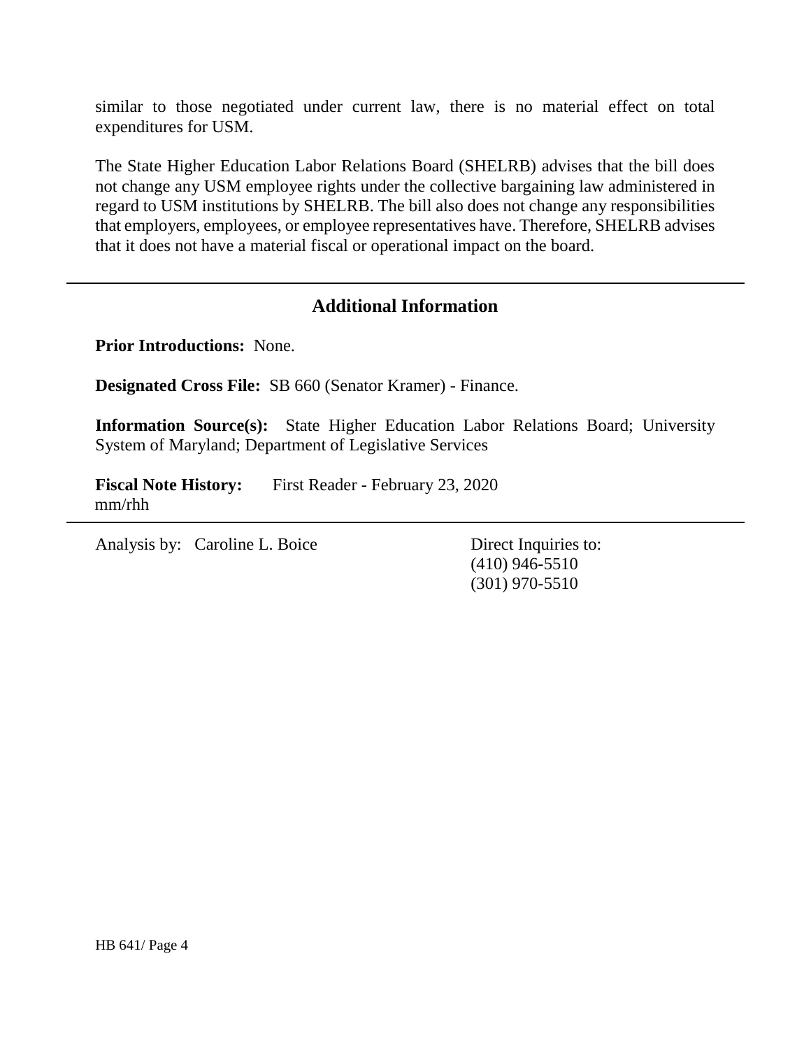similar to those negotiated under current law, there is no material effect on total expenditures for USM.

The State Higher Education Labor Relations Board (SHELRB) advises that the bill does not change any USM employee rights under the collective bargaining law administered in regard to USM institutions by SHELRB. The bill also does not change any responsibilities that employers, employees, or employee representatives have. Therefore, SHELRB advises that it does not have a material fiscal or operational impact on the board.

## Additional Information

**Prior Introductions:** None.

**Designated Cross File:** SB 660 (Senator Kramer) - Finance.

**Information Source(s):** State Higher Education Labor Relations Board; University System of Maryland; Department of Legislative Services

**Fiscal Note History:** First Reader - February 23, 2020
mm/rhh

Analysis by: Caroline L. Boice

Direct Inquiries to:
(410) 946-5510
(301) 970-5510